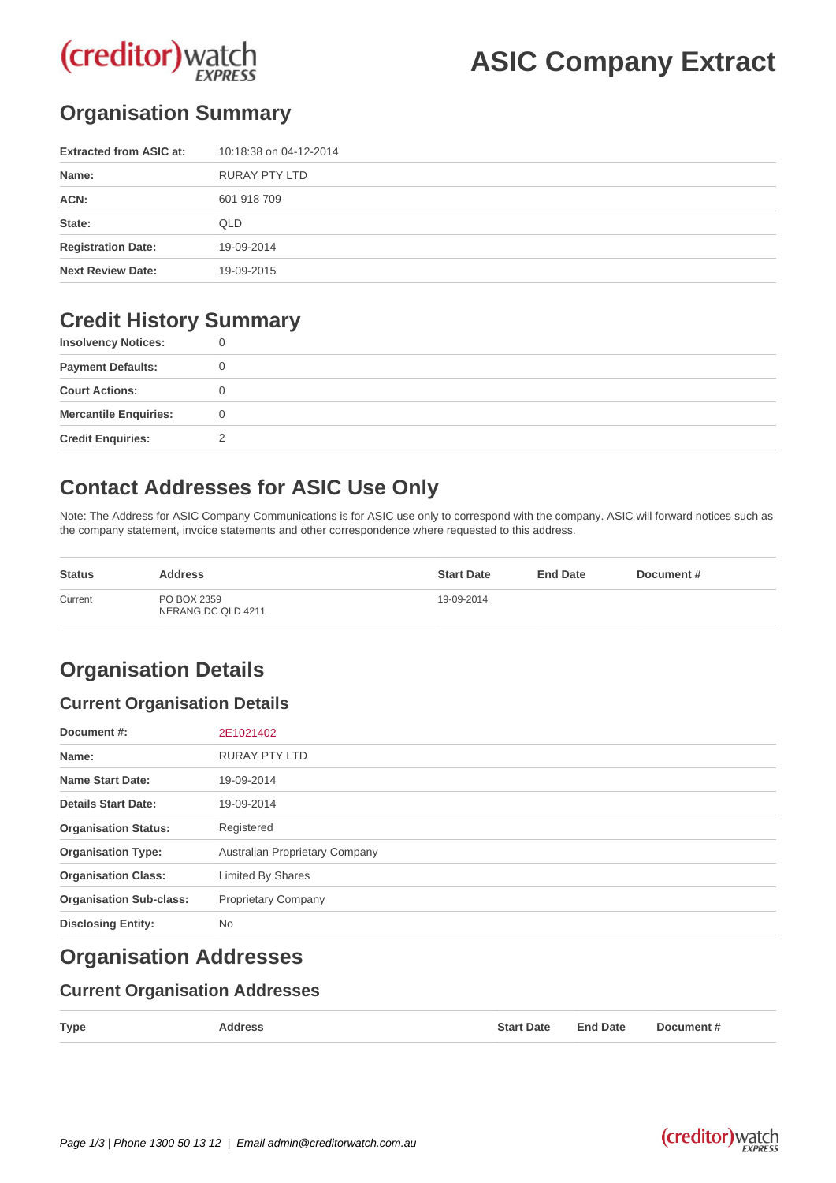# ASIC Company Extract

## Organisation Summary

| | |
|---|---|
| **Extracted from ASIC at:** | 10:18:38 on 04-12-2014 |
| **Name:** | RURAY PTY LTD |
| **ACN:** | 601 918 709 |
| **State:** | QLD |
| **Registration Date:** | 19-09-2014 |
| **Next Review Date:** | 19-09-2015 |

## Credit History Summary

| | |
|---|---|
| **Insolvency Notices:** | 0 |
| **Payment Defaults:** | 0 |
| **Court Actions:** | 0 |
| **Mercantile Enquiries:** | 0 |
| **Credit Enquiries:** | 2 |

## Contact Addresses for ASIC Use Only

Note: The Address for ASIC Company Communications is for ASIC use only to correspond with the company. ASIC will forward notices such as the company statement, invoice statements and other correspondence where requested to this address.

| Status | Address | Start Date | End Date | Document # |
|---|---|---|---|---|
| Current | PO BOX 2359<br>NERANG DC QLD 4211 | 19-09-2014 | | |

## Organisation Details

### Current Organisation Details

| | |
|---|---|
| **Document #:** | 2E1021402 |
| **Name:** | RURAY PTY LTD |
| **Name Start Date:** | 19-09-2014 |
| **Details Start Date:** | 19-09-2014 |
| **Organisation Status:** | Registered |
| **Organisation Type:** | Australian Proprietary Company |
| **Organisation Class:** | Limited By Shares |
| **Organisation Sub-class:** | Proprietary Company |
| **Disclosing Entity:** | No |

## Organisation Addresses

### Current Organisation Addresses

| Type | Address | Start Date | End Date | Document # |
|---|---|---|---|---|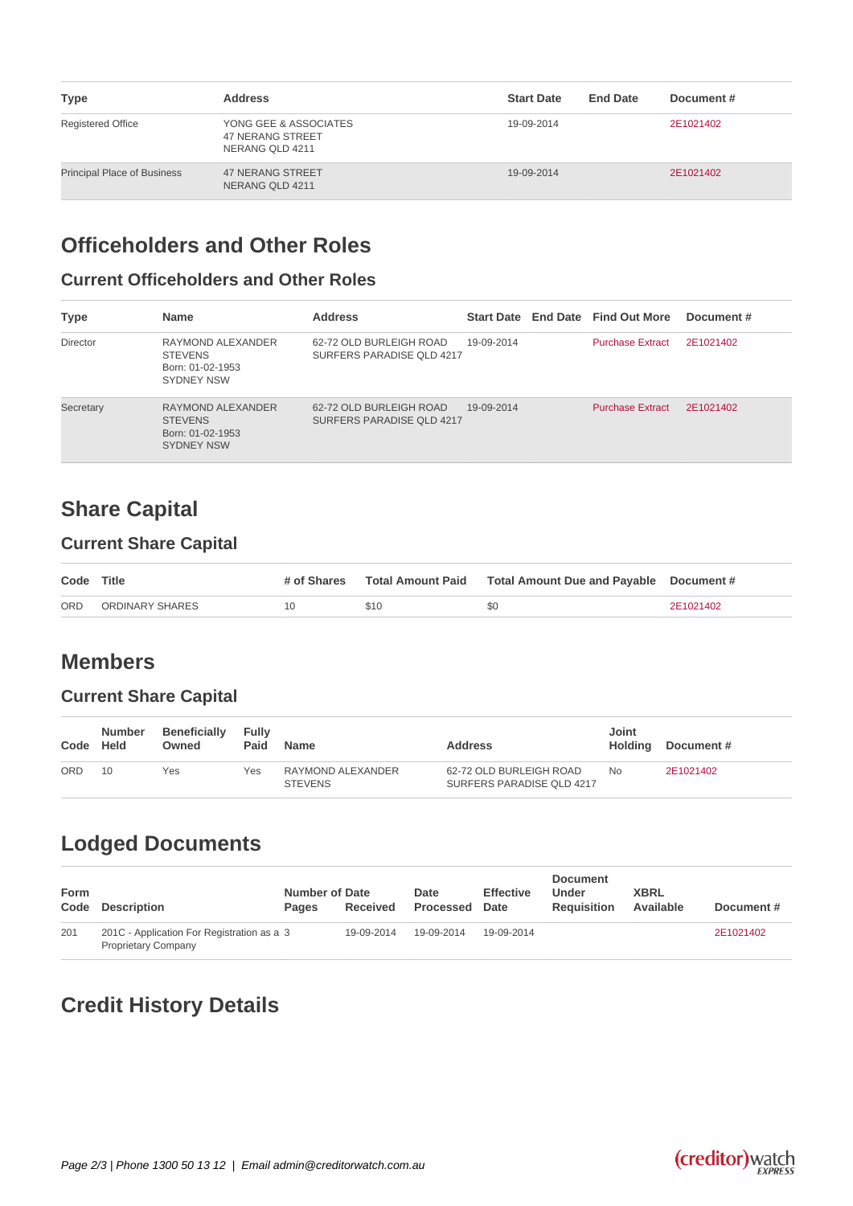| Type | Address | Start Date | End Date | Document # |
| --- | --- | --- | --- | --- |
| Registered Office | YONG GEE & ASSOCIATES 47 NERANG STREET NERANG QLD 4211 | 19-09-2014 | | 2E1021402 |
| Principal Place of Business | 47 NERANG STREET NERANG QLD 4211 | 19-09-2014 | | 2E1021402 |

# Officeholders and Other Roles

## Current Officeholders and Other Roles

| Type | Name | Address | Start Date | End Date | Find Out More | Document # |
| --- | --- | --- | --- | --- | --- | --- |
| Director | RAYMOND ALEXANDER STEVENS Born: 01-02-1953 SYDNEY NSW | 62-72 OLD BURLEIGH ROAD SURFERS PARADISE QLD 4217 | 19-09-2014 | | Purchase Extract | 2E1021402 |
| Secretary | RAYMOND ALEXANDER STEVENS Born: 01-02-1953 SYDNEY NSW | 62-72 OLD BURLEIGH ROAD SURFERS PARADISE QLD 4217 | 19-09-2014 | | Purchase Extract | 2E1021402 |

# Share Capital

## Current Share Capital

| Code | Title | # of Shares | Total Amount Paid | Total Amount Due and Payable | Document # |
| --- | --- | --- | --- | --- | --- |
| ORD | ORDINARY SHARES | 10 | $10 | $0 | 2E1021402 |

# Members

## Current Share Capital

| Code | Number Held | Beneficially Owned | Fully Paid | Name | Address | Joint Holding | Document # |
| --- | --- | --- | --- | --- | --- | --- | --- |
| ORD | 10 | Yes | Yes | RAYMOND ALEXANDER STEVENS | 62-72 OLD BURLEIGH ROAD SURFERS PARADISE QLD 4217 | No | 2E1021402 |

# Lodged Documents

| Form Code | Description | Number of Pages | Date Received | Date Processed | Effective Date | Document Under Requisition | XBRL Available | Document # |
| --- | --- | --- | --- | --- | --- | --- | --- | --- |
| 201 | 201C - Application For Registration as a Proprietary Company | 3 | 19-09-2014 | 19-09-2014 | 19-09-2014 | | | 2E1021402 |

# Credit History Details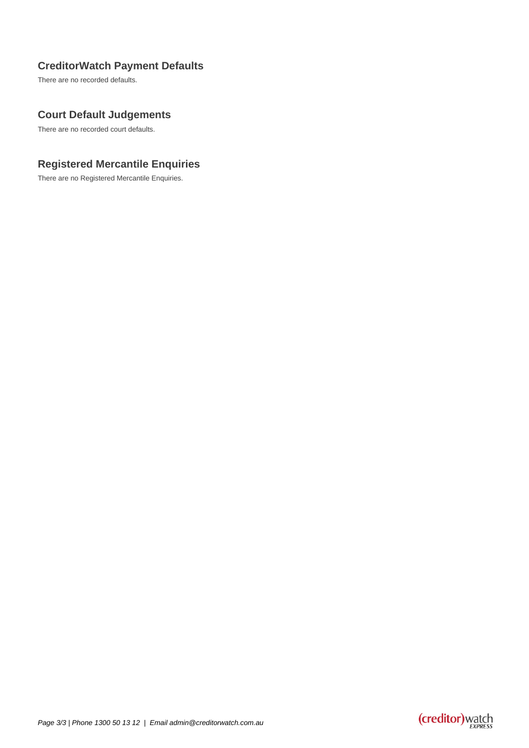## CreditorWatch Payment Defaults

There are no recorded defaults.

## Court Default Judgements

There are no recorded court defaults.

## Registered Mercantile Enquiries

There are no Registered Mercantile Enquiries.